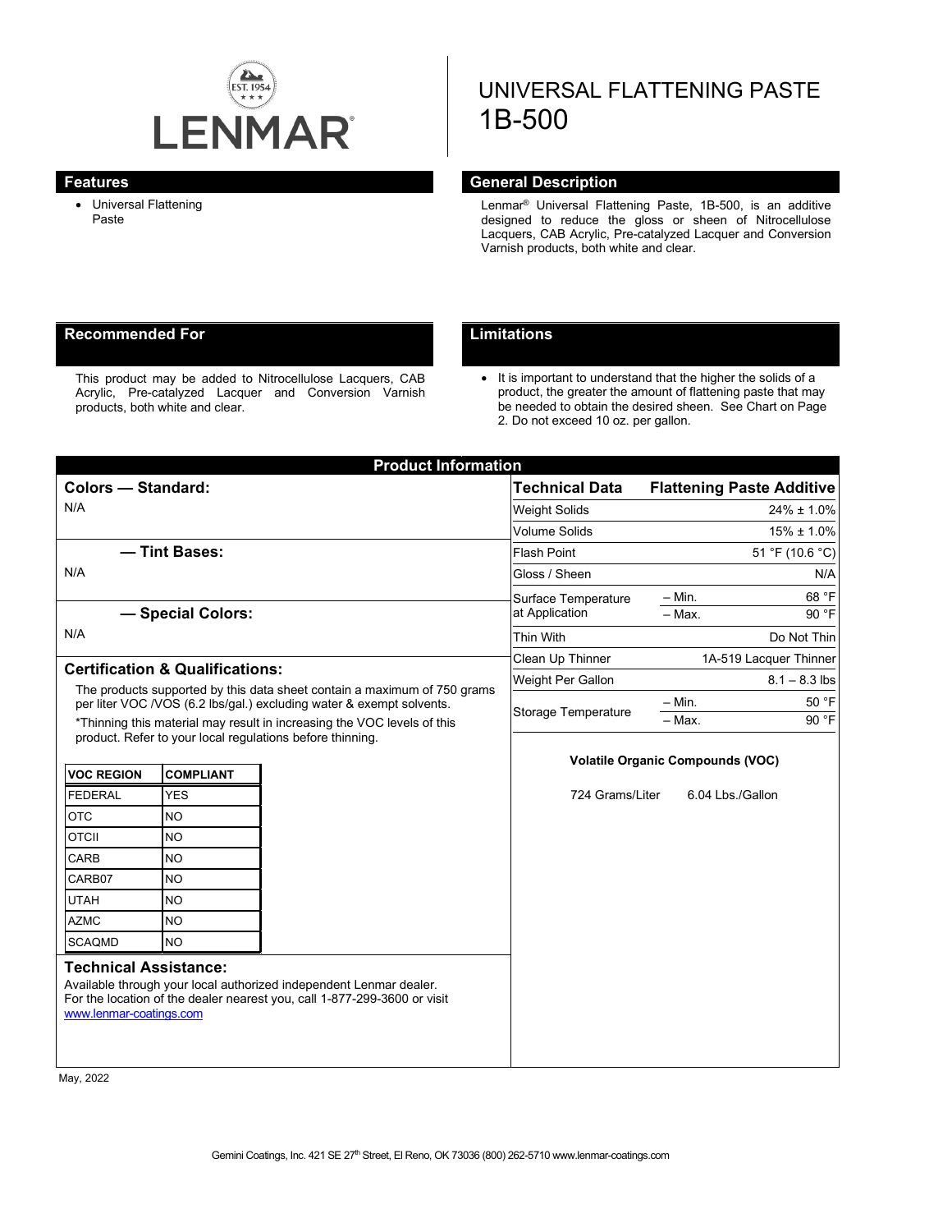LENMAR

EST. 1954

# UNIVERSAL FLATTENING PASTE 1B-500

## Features

- Universal Flattening Paste

## General Description

Lenmar® Universal Flattening Paste, 1B-500, is an additive designed to reduce the gloss or sheen of Nitrocellulose Lacquers, CAB Acrylic, Pre-catalyzed Lacquer and Conversion Varnish products, both white and clear.

## Recommended For

This product may be added to Nitrocellulose Lacquers, CAB Acrylic, Pre-catalyzed Lacquer and Conversion Varnish products, both white and clear.

## Limitations

- It is important to understand that the higher the solids of a product, the greater the amount of flattening paste that may be needed to obtain the desired sheen. See Chart on Page 2. Do not exceed 10 oz. per gallon.

## Product Information

### Colors — Standard:

N/A

### — Tint Bases:

N/A

### — Special Colors:

N/A

### Certification & Qualifications:

The products supported by this data sheet contain a maximum of 750 grams per liter VOC /VOS (6.2 lbs/gal.) excluding water & exempt solvents.

*Thinning this material may result in increasing the VOC levels of this product. Refer to your local regulations before thinning.

| VOC REGION | COMPLIANT |
|---|---|
| FEDERAL | YES |
| OTC | NO |
| OTCII | NO |
| CARB | NO |
| CARB07 | NO |
| UTAH | NO |
| AZMC | NO |
| SCAQMD | NO |

### Technical Assistance:

Available through your local authorized independent Lenmar dealer.
For the location of the dealer nearest you, call 1-877-299-3600 or visit www.lenmar-coatings.com

| Technical Data | | Flattening Paste Additive |
|---|---|---|
| Weight Solids | | 24% ± 1.0% |
| Volume Solids | | 15% ± 1.0% |
| Flash Point | | 51 °F (10.6 °C) |
| Gloss / Sheen | | N/A |
| Surface Temperature at Application | – Min. | 68 °F |
| | – Max. | 90 °F |
| Thin With | | Do Not Thin |
| Clean Up Thinner | | 1A-519 Lacquer Thinner |
| Weight Per Gallon | | 8.1 – 8.3 lbs |
| Storage Temperature | – Min. | 50 °F |
| | – Max. | 90 °F |

**Volatile Organic Compounds (VOC)**

724 Grams/Liter 6.04 Lbs./Gallon

May, 2022

Gemini Coatings, Inc. 421 SE 27th Street, El Reno, OK 73036 (800) 262-5710 www.lenmar-coatings.com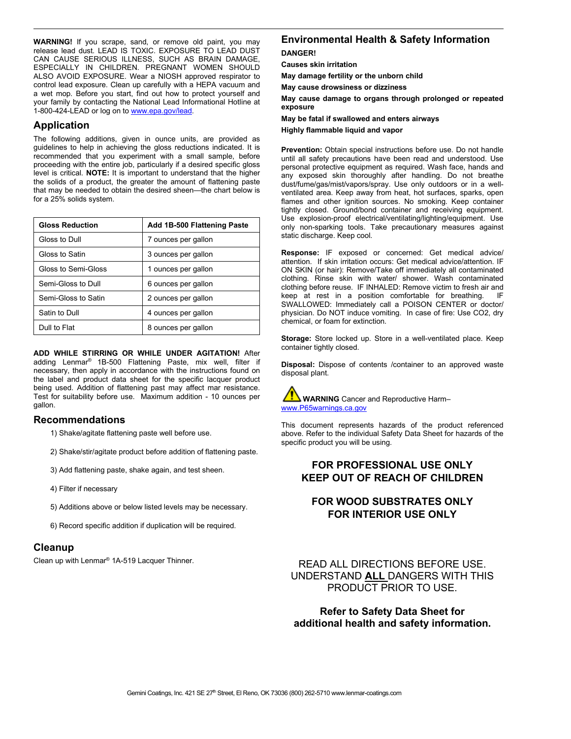**WARNING!** If you scrape, sand, or remove old paint, you may release lead dust. LEAD IS TOXIC. EXPOSURE TO LEAD DUST CAN CAUSE SERIOUS ILLNESS, SUCH AS BRAIN DAMAGE, ESPECIALLY IN CHILDREN. PREGNANT WOMEN SHOULD ALSO AVOID EXPOSURE. Wear a NIOSH approved respirator to control lead exposure. Clean up carefully with a HEPA vacuum and a wet mop. Before you start, find out how to protect yourself and your family by contacting the National Lead Informational Hotline at 1-800-424-LEAD or log on to www.epa.gov/lead.

## Application

The following additions, given in ounce units, are provided as guidelines to help in achieving the gloss reductions indicated. It is recommended that you experiment with a small sample, before proceeding with the entire job, particularly if a desired specific gloss level is critical. **NOTE:** It is important to understand that the higher the solids of a product, the greater the amount of flattening paste that may be needed to obtain the desired sheen—the chart below is for a 25% solids system.

| Gloss Reduction | Add 1B-500 Flattening Paste |
|---|---|
| Gloss to Dull | 7 ounces per gallon |
| Gloss to Satin | 3 ounces per gallon |
| Gloss to Semi-Gloss | 1 ounces per gallon |
| Semi-Gloss to Dull | 6 ounces per gallon |
| Semi-Gloss to Satin | 2 ounces per gallon |
| Satin to Dull | 4 ounces per gallon |
| Dull to Flat | 8 ounces per gallon |

**ADD WHILE STIRRING OR WHILE UNDER AGITATION!** After adding Lenmar® 1B-500 Flattening Paste, mix well, filter if necessary, then apply in accordance with the instructions found on the label and product data sheet for the specific lacquer product being used. Addition of flattening past may affect mar resistance. Test for suitability before use. Maximum addition - 10 ounces per gallon.

## Recommendations

1) Shake/agitate flattening paste well before use.

2) Shake/stir/agitate product before addition of flattening paste.

3) Add flattening paste, shake again, and test sheen.

4) Filter if necessary

5) Additions above or below listed levels may be necessary.

6) Record specific addition if duplication will be required.

## Cleanup

Clean up with Lenmar® 1A-519 Lacquer Thinner.

## Environmental Health & Safety Information

**DANGER!**

**Causes skin irritation**

**May damage fertility or the unborn child**

**May cause drowsiness or dizziness**

**May cause damage to organs through prolonged or repeated exposure**

**May be fatal if swallowed and enters airways**

**Highly flammable liquid and vapor**

**Prevention:** Obtain special instructions before use. Do not handle until all safety precautions have been read and understood. Use personal protective equipment as required. Wash face, hands and any exposed skin thoroughly after handling. Do not breathe dust/fume/gas/mist/vapors/spray. Use only outdoors or in a well-ventilated area. Keep away from heat, hot surfaces, sparks, open flames and other ignition sources. No smoking. Keep container tightly closed. Ground/bond container and receiving equipment. Use explosion-proof electrical/ventilating/lighting/equipment. Use only non-sparking tools. Take precautionary measures against static discharge. Keep cool.

**Response:** IF exposed or concerned: Get medical advice/ attention. If skin irritation occurs: Get medical advice/attention. IF ON SKIN (or hair): Remove/Take off immediately all contaminated clothing. Rinse skin with water/ shower. Wash contaminated clothing before reuse. IF INHALED: Remove victim to fresh air and keep at rest in a position comfortable for breathing. IF SWALLOWED: Immediately call a POISON CENTER or doctor/ physician. Do NOT induce vomiting. In case of fire: Use CO2, dry chemical, or foam for extinction.

**Storage:** Store locked up. Store in a well-ventilated place. Keep container tightly closed.

**Disposal:** Dispose of contents /container to an approved waste disposal plant.

**WARNING** Cancer and Reproductive Harm– www.P65warnings.ca.gov

This document represents hazards of the product referenced above. Refer to the individual Safety Data Sheet for hazards of the specific product you will be using.

**FOR PROFESSIONAL USE ONLY**
**KEEP OUT OF REACH OF CHILDREN**

**FOR WOOD SUBSTRATES ONLY**
**FOR INTERIOR USE ONLY**

READ ALL DIRECTIONS BEFORE USE. UNDERSTAND **ALL** DANGERS WITH THIS PRODUCT PRIOR TO USE.

**Refer to Safety Data Sheet for additional health and safety information.**

Gemini Coatings, Inc. 421 SE 27th Street, El Reno, OK 73036 (800) 262-5710 www.lenmar-coatings.com